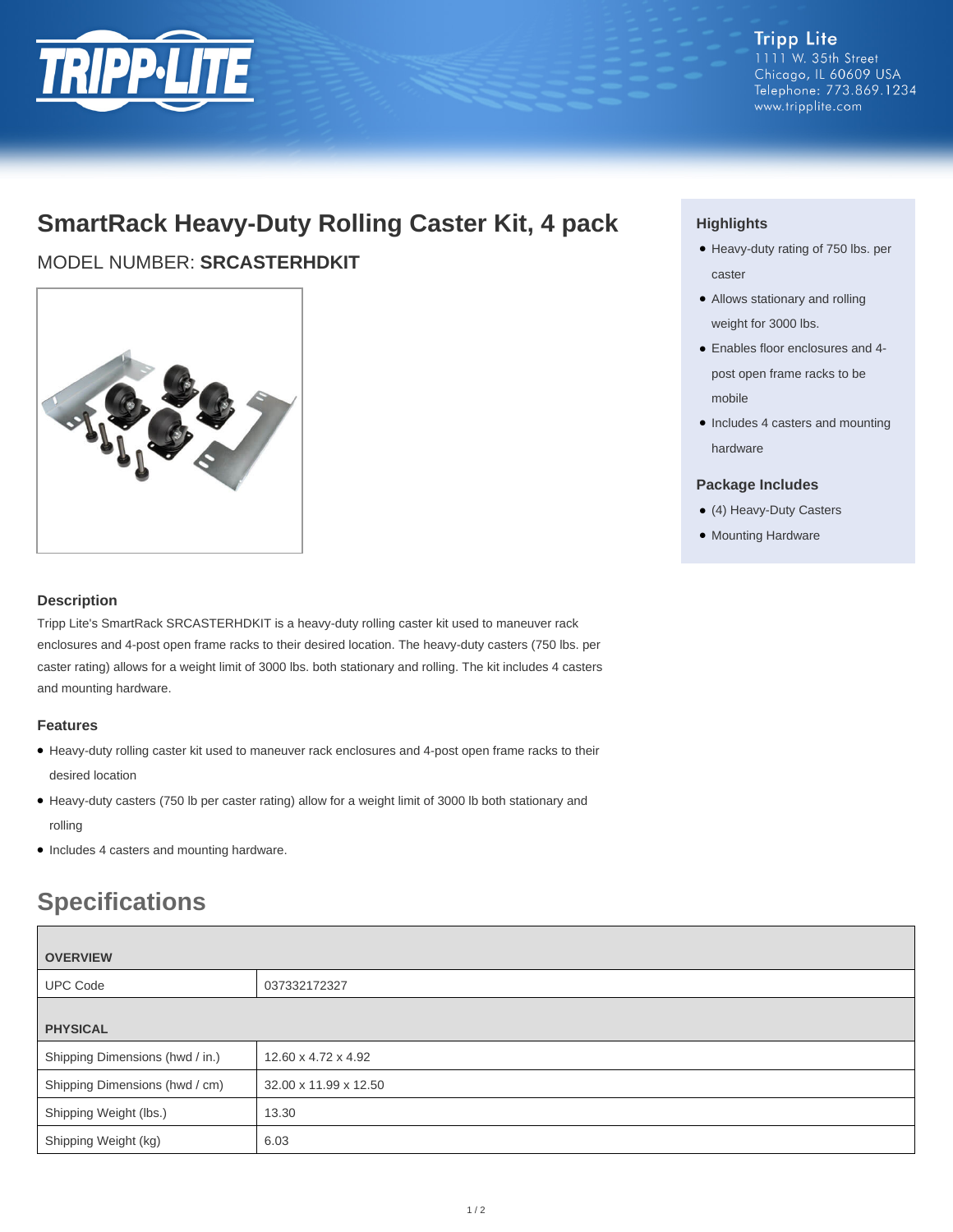Tripp Lite
1111 W. 35th Street
Chicago, IL 60609 USA
Telephone: 773.869.1234
www.tripplite.com

# SmartRack Heavy-Duty Rolling Caster Kit, 4 pack

MODEL NUMBER: **SRCASTERHDKIT**

### Highlights

- Heavy-duty rating of 750 lbs. per caster
- Allows stationary and rolling weight for 3000 lbs.
- Enables floor enclosures and 4-post open frame racks to be mobile
- Includes 4 casters and mounting hardware

### Package Includes

- (4) Heavy-Duty Casters
- Mounting Hardware

### Description

Tripp Lite's SmartRack SRCASTERHDKIT is a heavy-duty rolling caster kit used to maneuver rack enclosures and 4-post open frame racks to their desired location. The heavy-duty casters (750 lbs. per caster rating) allows for a weight limit of 3000 lbs. both stationary and rolling. The kit includes 4 casters and mounting hardware.

### Features

- Heavy-duty rolling caster kit used to maneuver rack enclosures and 4-post open frame racks to their desired location
- Heavy-duty casters (750 lb per caster rating) allow for a weight limit of 3000 lb both stationary and rolling
- Includes 4 casters and mounting hardware.

## Specifications

| | |
|---|---|
| **OVERVIEW** | |
| UPC Code | 037332172327 |
| **PHYSICAL** | |
| Shipping Dimensions (hwd / in.) | 12.60 x 4.72 x 4.92 |
| Shipping Dimensions (hwd / cm) | 32.00 x 11.99 x 12.50 |
| Shipping Weight (lbs.) | 13.30 |
| Shipping Weight (kg) | 6.03 |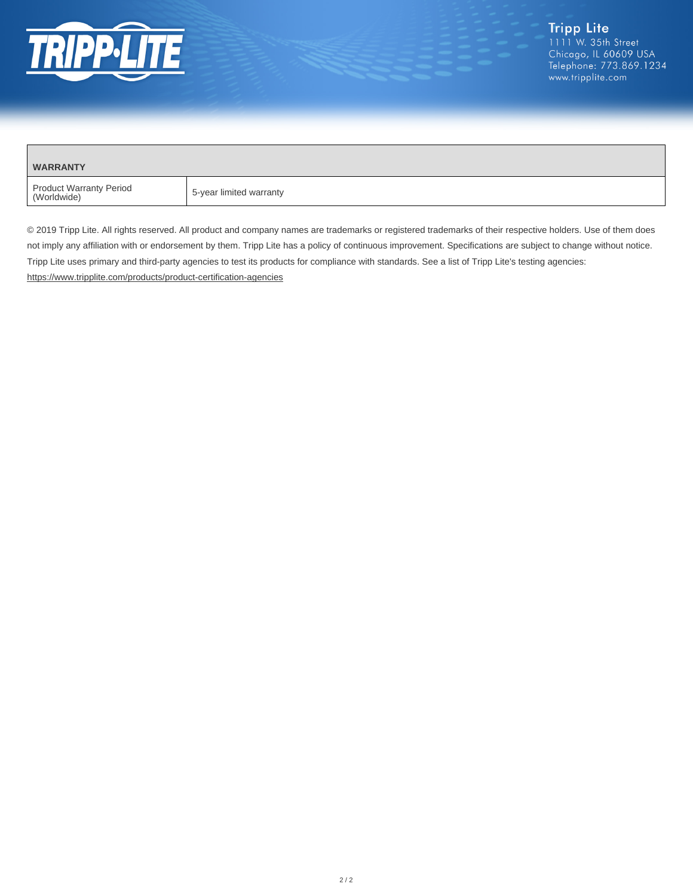| WARRANTY | |
| --- | --- |
| Product Warranty Period (Worldwide) | 5-year limited warranty |

© 2019 Tripp Lite. All rights reserved. All product and company names are trademarks or registered trademarks of their respective holders. Use of them does not imply any affiliation with or endorsement by them. Tripp Lite has a policy of continuous improvement. Specifications are subject to change without notice. Tripp Lite uses primary and third-party agencies to test its products for compliance with standards. See a list of Tripp Lite's testing agencies: https://www.tripplite.com/products/product-certification-agencies